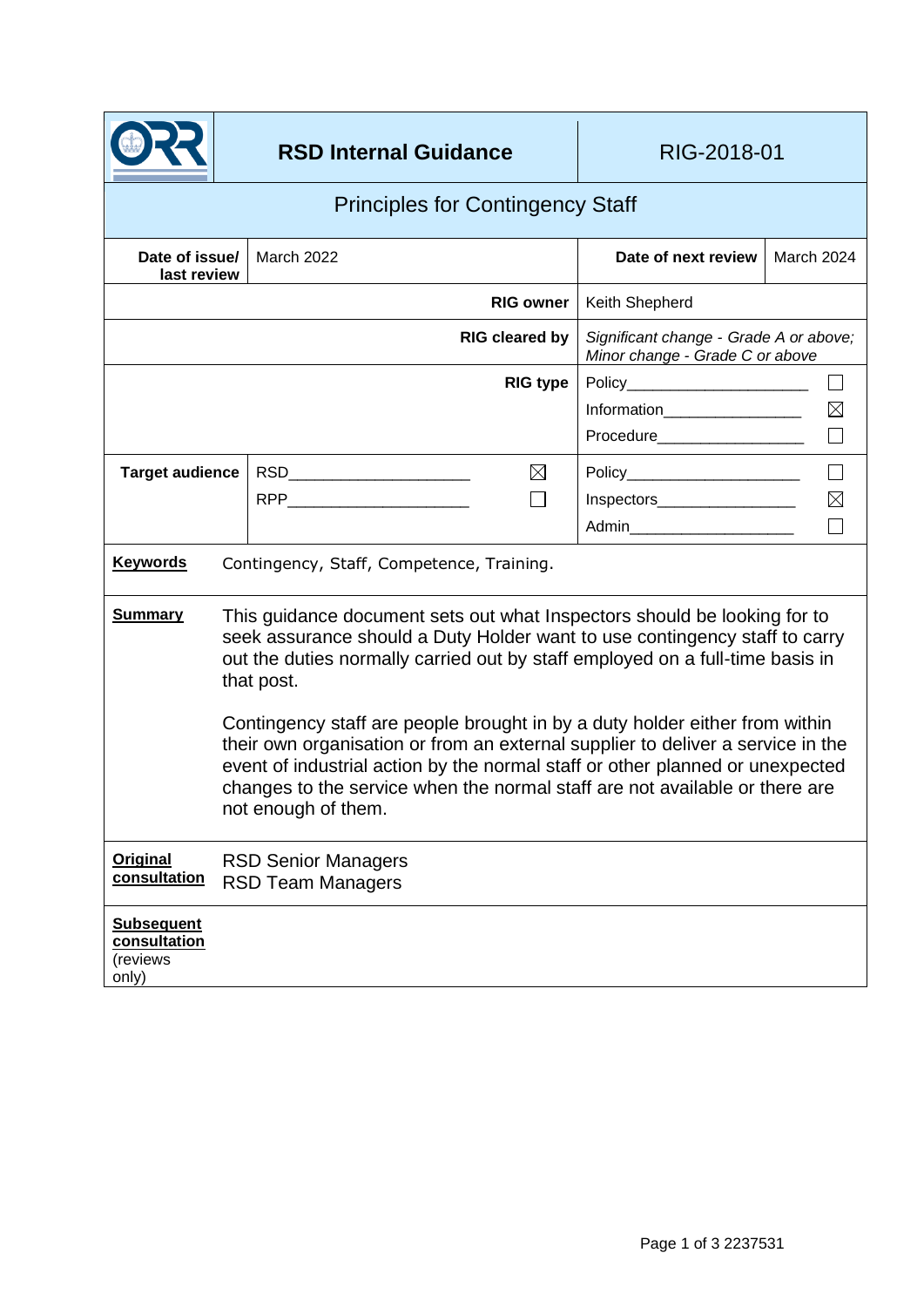| ORR | **RSD Internal Guidance** | RIG-2018-01 |
|---|---|---|

## Principles for Contingency Staff

| **Date of issue/ last review** | March 2022 | **Date of next review** | March 2024 |
|---|---|---|---|
| **RIG owner** | | Keith Shepherd | |
| **RIG cleared by** | | *Significant change - Grade A or above; Minor change - Grade C or above* | |
| **RIG type** | | Policy ☐<br>Information ☒<br>Procedure ☐ | |
| **Target audience** | RSD ☒<br>RPP ☐ | Policy ☐<br>Inspectors ☒<br>Admin ☐ | |

**Keywords**: Contingency, Staff, Competence, Training.

**Summary**: This guidance document sets out what Inspectors should be looking for to seek assurance should a Duty Holder want to use contingency staff to carry out the duties normally carried out by staff employed on a full-time basis in that post.

Contingency staff are people brought in by a duty holder either from within their own organisation or from an external supplier to deliver a service in the event of industrial action by the normal staff or other planned or unexpected changes to the service when the normal staff are not available or there are not enough of them.

**Original consultation**: RSD Senior Managers; RSD Team Managers

**Subsequent consultation** (reviews only):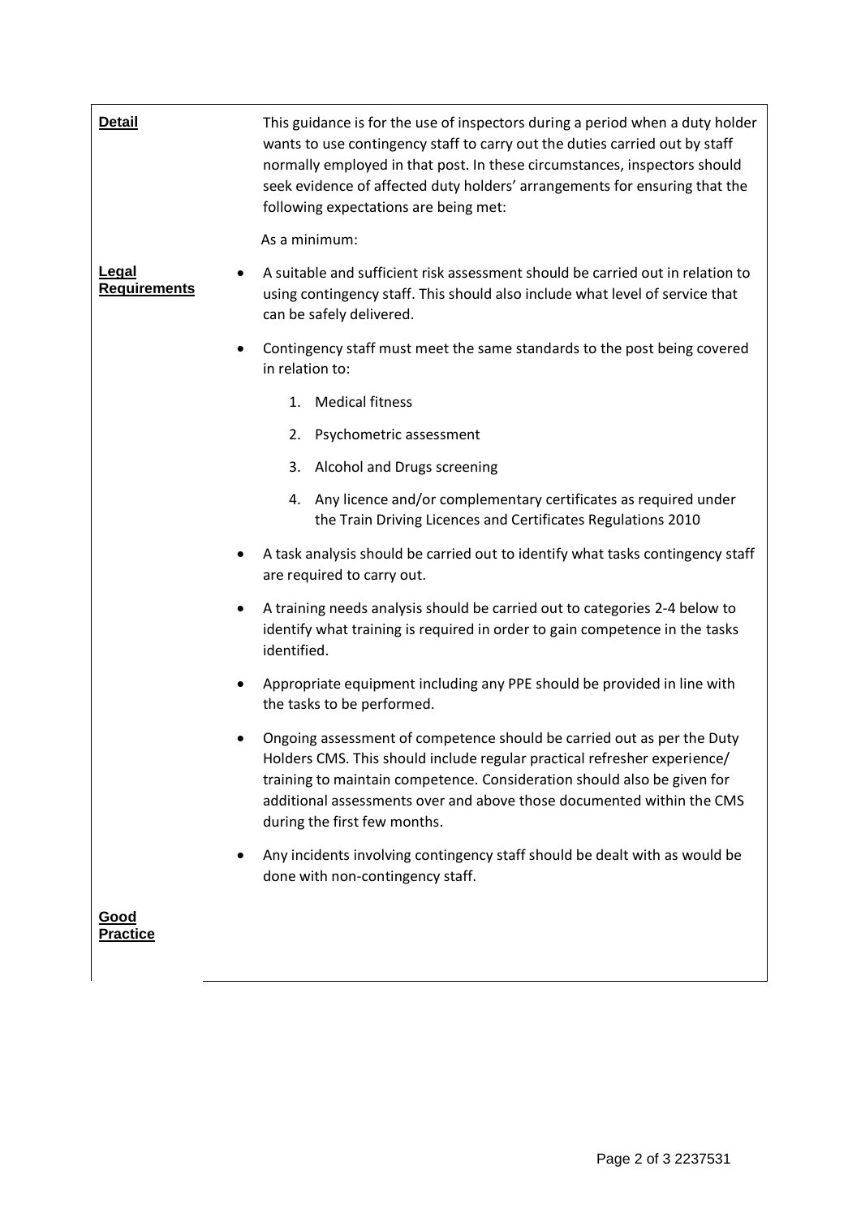**Detail**

This guidance is for the use of inspectors during a period when a duty holder wants to use contingency staff to carry out the duties carried out by staff normally employed in that post. In these circumstances, inspectors should seek evidence of affected duty holders' arrangements for ensuring that the following expectations are being met:

As a minimum:

**Legal Requirements**

- A suitable and sufficient risk assessment should be carried out in relation to using contingency staff. This should also include what level of service that can be safely delivered.
- Contingency staff must meet the same standards to the post being covered in relation to:
    1. Medical fitness
    2. Psychometric assessment
    3. Alcohol and Drugs screening
    4. Any licence and/or complementary certificates as required under the Train Driving Licences and Certificates Regulations 2010
- A task analysis should be carried out to identify what tasks contingency staff are required to carry out.
- A training needs analysis should be carried out to categories 2-4 below to identify what training is required in order to gain competence in the tasks identified.
- Appropriate equipment including any PPE should be provided in line with the tasks to be performed.
- Ongoing assessment of competence should be carried out as per the Duty Holders CMS. This should include regular practical refresher experience/ training to maintain competence. Consideration should also be given for additional assessments over and above those documented within the CMS during the first few months.
- Any incidents involving contingency staff should be dealt with as would be done with non-contingency staff.

**Good Practice**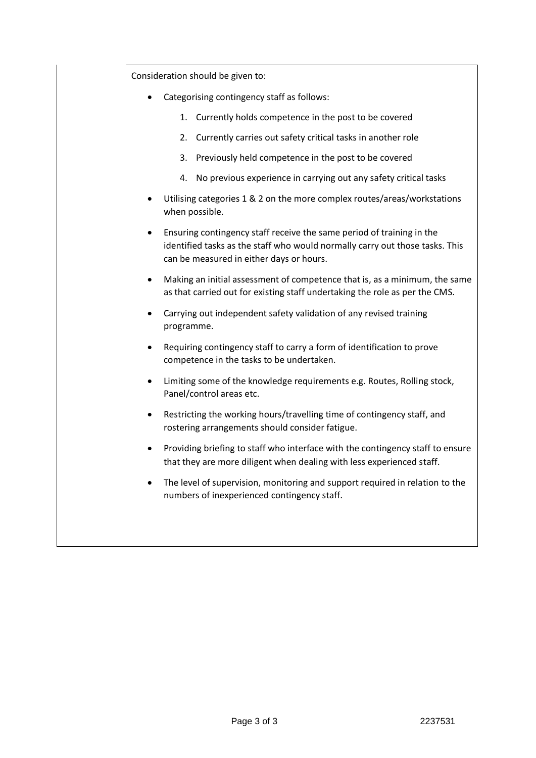Consideration should be given to:

- Categorising contingency staff as follows:
    1. Currently holds competence in the post to be covered
    2. Currently carries out safety critical tasks in another role
    3. Previously held competence in the post to be covered
    4. No previous experience in carrying out any safety critical tasks
- Utilising categories 1 & 2 on the more complex routes/areas/workstations when possible.
- Ensuring contingency staff receive the same period of training in the identified tasks as the staff who would normally carry out those tasks. This can be measured in either days or hours.
- Making an initial assessment of competence that is, as a minimum, the same as that carried out for existing staff undertaking the role as per the CMS.
- Carrying out independent safety validation of any revised training programme.
- Requiring contingency staff to carry a form of identification to prove competence in the tasks to be undertaken.
- Limiting some of the knowledge requirements e.g. Routes, Rolling stock, Panel/control areas etc.
- Restricting the working hours/travelling time of contingency staff, and rostering arrangements should consider fatigue.
- Providing briefing to staff who interface with the contingency staff to ensure that they are more diligent when dealing with less experienced staff.
- The level of supervision, monitoring and support required in relation to the numbers of inexperienced contingency staff.